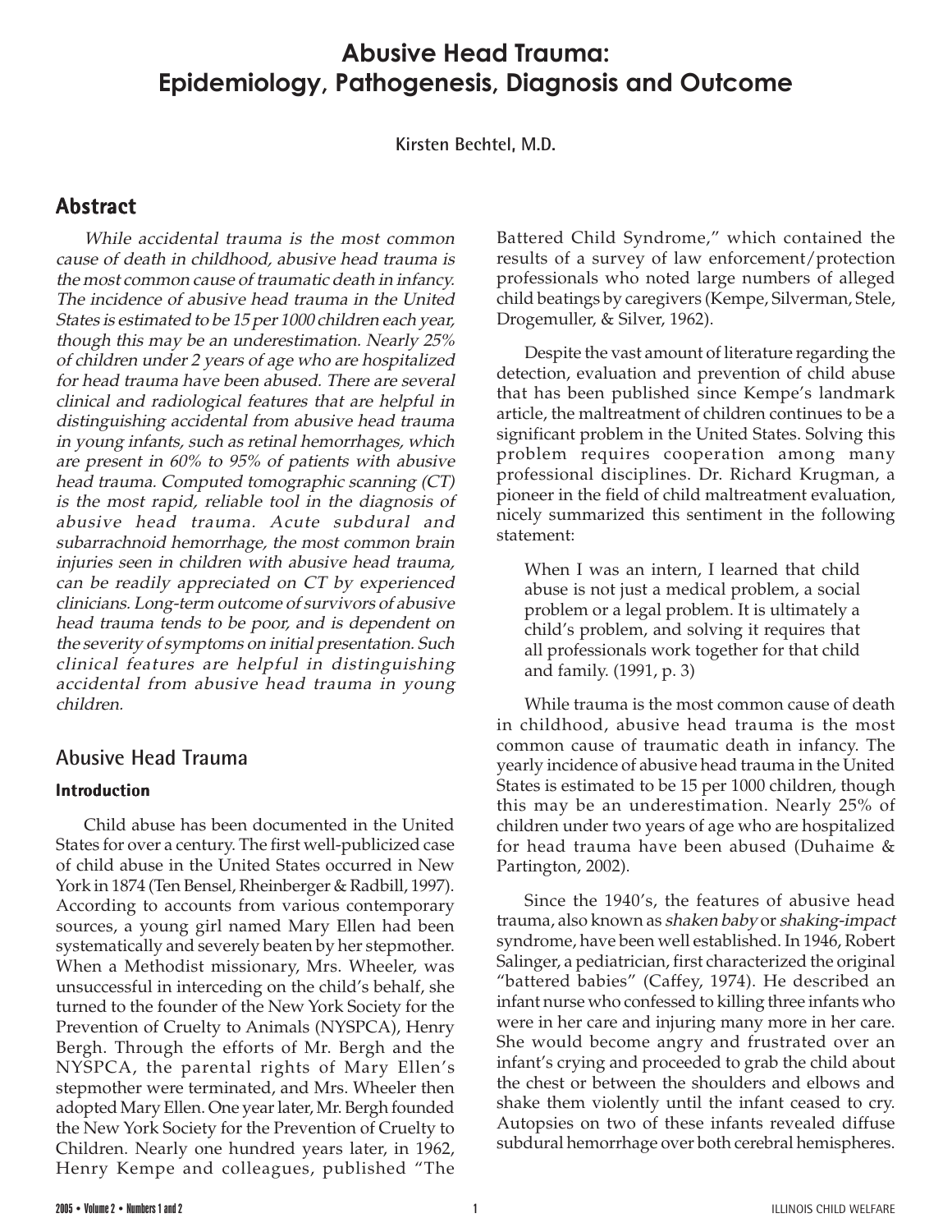# Abusive Head Trauma: Epidemiology, Pathogenesis, Diagnosis and Outcome

Kirsten Bechtel, M.D.

## Abstract

*While accidental trauma is the most common cause of death in childhood, abusive head trauma is the most common cause of traumatic death in infancy. The incidence of abusive head trauma in the United States is estimated to be 15 per 1000 children each year, though this may be an underestimation. Nearly 25% of children under 2 years of age who are hospitalized for head trauma have been abused. There are several clinical and radiological features that are helpful in distinguishing accidental from abusive head trauma in young infants, such as retinal hemorrhages, which are present in 60% to 95% of patients with abusive head trauma. Computed tomographic scanning (CT) is the most rapid, reliable tool in the diagnosis of abusive head trauma. Acute subdural and subarrachnoid hemorrhage, the most common brain injuries seen in children with abusive head trauma, can be readily appreciated on CT by experienced clinicians. Long-term outcome of survivors of abusive head trauma tends to be poor, and is dependent on the severity of symptoms on initial presentation. Such clinical features are helpful in distinguishing accidental from abusive head trauma in young children.*

## Abusive Head Trauma

### Introduction

Child abuse has been documented in the United States for over a century. The first well-publicized case of child abuse in the United States occurred in New York in 1874 (Ten Bensel, Rheinberger & Radbill, 1997). According to accounts from various contemporary sources, a young girl named Mary Ellen had been systematically and severely beaten by her stepmother. When a Methodist missionary, Mrs. Wheeler, was unsuccessful in interceding on the child's behalf, she turned to the founder of the New York Society for the Prevention of Cruelty to Animals (NYSPCA), Henry Bergh. Through the efforts of Mr. Bergh and the NYSPCA, the parental rights of Mary Ellen's stepmother were terminated, and Mrs. Wheeler then adopted Mary Ellen. One year later, Mr. Bergh founded the New York Society for the Prevention of Cruelty to Children. Nearly one hundred years later, in 1962, Henry Kempe and colleagues, published "The Battered Child Syndrome," which contained the results of a survey of law enforcement/protection professionals who noted large numbers of alleged child beatings by caregivers (Kempe, Silverman, Stele, Drogemuller, & Silver, 1962).

Despite the vast amount of literature regarding the detection, evaluation and prevention of child abuse that has been published since Kempe's landmark article, the maltreatment of children continues to be a significant problem in the United States. Solving this problem requires cooperation among many professional disciplines. Dr. Richard Krugman, a pioneer in the field of child maltreatment evaluation, nicely summarized this sentiment in the following statement:

> When I was an intern, I learned that child abuse is not just a medical problem, a social problem or a legal problem. It is ultimately a child's problem, and solving it requires that all professionals work together for that child and family. (1991, p. 3)

While trauma is the most common cause of death in childhood, abusive head trauma is the most common cause of traumatic death in infancy. The yearly incidence of abusive head trauma in the United States is estimated to be 15 per 1000 children, though this may be an underestimation. Nearly 25% of children under two years of age who are hospitalized for head trauma have been abused (Duhaime & Partington, 2002).

Since the 1940's, the features of abusive head trauma, also known as *shaken baby* or *shaking-impact* syndrome, have been well established. In 1946, Robert Salinger, a pediatrician, first characterized the original "battered babies" (Caffey, 1974). He described an infant nurse who confessed to killing three infants who were in her care and injuring many more in her care. She would become angry and frustrated over an infant's crying and proceeded to grab the child about the chest or between the shoulders and elbows and shake them violently until the infant ceased to cry. Autopsies on two of these infants revealed diffuse subdural hemorrhage over both cerebral hemispheres.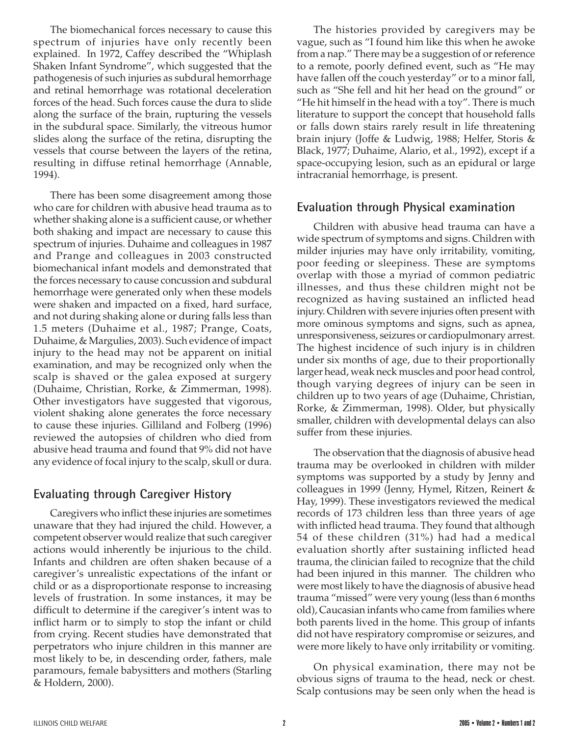The biomechanical forces necessary to cause this spectrum of injuries have only recently been explained. In 1972, Caffey described the "Whiplash Shaken Infant Syndrome", which suggested that the pathogenesis of such injuries as subdural hemorrhage and retinal hemorrhage was rotational deceleration forces of the head. Such forces cause the dura to slide along the surface of the brain, rupturing the vessels in the subdural space. Similarly, the vitreous humor slides along the surface of the retina, disrupting the vessels that course between the layers of the retina, resulting in diffuse retinal hemorrhage (Annable, 1994).

There has been some disagreement among those who care for children with abusive head trauma as to whether shaking alone is a sufficient cause, or whether both shaking and impact are necessary to cause this spectrum of injuries. Duhaime and colleagues in 1987 and Prange and colleagues in 2003 constructed biomechanical infant models and demonstrated that the forces necessary to cause concussion and subdural hemorrhage were generated only when these models were shaken and impacted on a fixed, hard surface, and not during shaking alone or during falls less than 1.5 meters (Duhaime et al., 1987; Prange, Coats, Duhaime, & Margulies, 2003). Such evidence of impact injury to the head may not be apparent on initial examination, and may be recognized only when the scalp is shaved or the galea exposed at surgery (Duhaime, Christian, Rorke, & Zimmerman, 1998). Other investigators have suggested that vigorous, violent shaking alone generates the force necessary to cause these injuries. Gilliland and Folberg (1996) reviewed the autopsies of children who died from abusive head trauma and found that 9% did not have any evidence of focal injury to the scalp, skull or dura.

## Evaluating through Caregiver History

Caregivers who inflict these injuries are sometimes unaware that they had injured the child. However, a competent observer would realize that such caregiver actions would inherently be injurious to the child. Infants and children are often shaken because of a caregiver's unrealistic expectations of the infant or child or as a disproportionate response to increasing levels of frustration. In some instances, it may be difficult to determine if the caregiver's intent was to inflict harm or to simply to stop the infant or child from crying. Recent studies have demonstrated that perpetrators who injure children in this manner are most likely to be, in descending order, fathers, male paramours, female babysitters and mothers (Starling & Holdern, 2000).

The histories provided by caregivers may be vague, such as "I found him like this when he awoke from a nap." There may be a suggestion of or reference to a remote, poorly defined event, such as "He may have fallen off the couch yesterday" or to a minor fall, such as "She fell and hit her head on the ground" or "He hit himself in the head with a toy". There is much literature to support the concept that household falls or falls down stairs rarely result in life threatening brain injury (Joffe & Ludwig, 1988; Helfer, Storis & Black, 1977; Duhaime, Alario, et al., 1992), except if a space-occupying lesion, such as an epidural or large intracranial hemorrhage, is present.

## Evaluation through Physical examination

Children with abusive head trauma can have a wide spectrum of symptoms and signs. Children with milder injuries may have only irritability, vomiting, poor feeding or sleepiness. These are symptoms overlap with those a myriad of common pediatric illnesses, and thus these children might not be recognized as having sustained an inflicted head injury. Children with severe injuries often present with more ominous symptoms and signs, such as apnea, unresponsiveness, seizures or cardiopulmonary arrest. The highest incidence of such injury is in children under six months of age, due to their proportionally larger head, weak neck muscles and poor head control, though varying degrees of injury can be seen in children up to two years of age (Duhaime, Christian, Rorke, & Zimmerman, 1998). Older, but physically smaller, children with developmental delays can also suffer from these injuries.

The observation that the diagnosis of abusive head trauma may be overlooked in children with milder symptoms was supported by a study by Jenny and colleagues in 1999 (Jenny, Hymel, Ritzen, Reinert & Hay, 1999). These investigators reviewed the medical records of 173 children less than three years of age with inflicted head trauma. They found that although 54 of these children (31%) had had a medical evaluation shortly after sustaining inflicted head trauma, the clinician failed to recognize that the child had been injured in this manner. The children who were most likely to have the diagnosis of abusive head trauma "missed" were very young (less than 6 months old), Caucasian infants who came from families where both parents lived in the home. This group of infants did not have respiratory compromise or seizures, and were more likely to have only irritability or vomiting.

On physical examination, there may not be obvious signs of trauma to the head, neck or chest. Scalp contusions may be seen only when the head is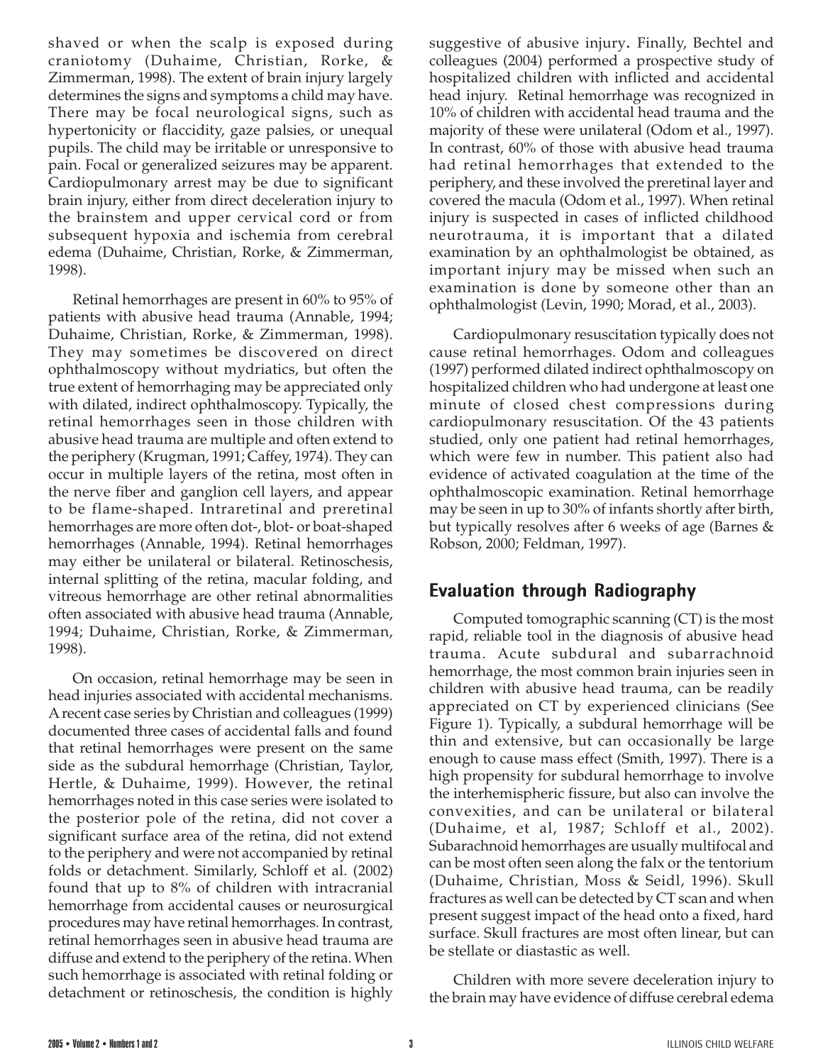shaved or when the scalp is exposed during craniotomy (Duhaime, Christian, Rorke, & Zimmerman, 1998). The extent of brain injury largely determines the signs and symptoms a child may have. There may be focal neurological signs, such as hypertonicity or flaccidity, gaze palsies, or unequal pupils. The child may be irritable or unresponsive to pain. Focal or generalized seizures may be apparent. Cardiopulmonary arrest may be due to significant brain injury, either from direct deceleration injury to the brainstem and upper cervical cord or from subsequent hypoxia and ischemia from cerebral edema (Duhaime, Christian, Rorke, & Zimmerman, 1998).

Retinal hemorrhages are present in 60% to 95% of patients with abusive head trauma (Annable, 1994; Duhaime, Christian, Rorke, & Zimmerman, 1998). They may sometimes be discovered on direct ophthalmoscopy without mydriatics, but often the true extent of hemorrhaging may be appreciated only with dilated, indirect ophthalmoscopy. Typically, the retinal hemorrhages seen in those children with abusive head trauma are multiple and often extend to the periphery (Krugman, 1991; Caffey, 1974). They can occur in multiple layers of the retina, most often in the nerve fiber and ganglion cell layers, and appear to be flame-shaped. Intraretinal and preretinal hemorrhages are more often dot-, blot- or boat-shaped hemorrhages (Annable, 1994). Retinal hemorrhages may either be unilateral or bilateral. Retinoschesis, internal splitting of the retina, macular folding, and vitreous hemorrhage are other retinal abnormalities often associated with abusive head trauma (Annable, 1994; Duhaime, Christian, Rorke, & Zimmerman, 1998).

On occasion, retinal hemorrhage may be seen in head injuries associated with accidental mechanisms. A recent case series by Christian and colleagues (1999) documented three cases of accidental falls and found that retinal hemorrhages were present on the same side as the subdural hemorrhage (Christian, Taylor, Hertle, & Duhaime, 1999). However, the retinal hemorrhages noted in this case series were isolated to the posterior pole of the retina, did not cover a significant surface area of the retina, did not extend to the periphery and were not accompanied by retinal folds or detachment. Similarly, Schloff et al. (2002) found that up to 8% of children with intracranial hemorrhage from accidental causes or neurosurgical procedures may have retinal hemorrhages. In contrast, retinal hemorrhages seen in abusive head trauma are diffuse and extend to the periphery of the retina. When such hemorrhage is associated with retinal folding or detachment or retinoschesis, the condition is highly suggestive of abusive injury**.** Finally, Bechtel and colleagues (2004) performed a prospective study of hospitalized children with inflicted and accidental head injury. Retinal hemorrhage was recognized in 10% of children with accidental head trauma and the majority of these were unilateral (Odom et al., 1997). In contrast, 60% of those with abusive head trauma had retinal hemorrhages that extended to the periphery, and these involved the preretinal layer and covered the macula (Odom et al., 1997). When retinal injury is suspected in cases of inflicted childhood neurotrauma, it is important that a dilated examination by an ophthalmologist be obtained, as important injury may be missed when such an examination is done by someone other than an ophthalmologist (Levin, 1990; Morad, et al., 2003).

Cardiopulmonary resuscitation typically does not cause retinal hemorrhages. Odom and colleagues (1997) performed dilated indirect ophthalmoscopy on hospitalized children who had undergone at least one minute of closed chest compressions during cardiopulmonary resuscitation. Of the 43 patients studied, only one patient had retinal hemorrhages, which were few in number. This patient also had evidence of activated coagulation at the time of the ophthalmoscopic examination. Retinal hemorrhage may be seen in up to 30% of infants shortly after birth, but typically resolves after 6 weeks of age (Barnes & Robson, 2000; Feldman, 1997).

## Evaluation through Radiography

Computed tomographic scanning (CT) is the most rapid, reliable tool in the diagnosis of abusive head trauma. Acute subdural and subarrachnoid hemorrhage, the most common brain injuries seen in children with abusive head trauma, can be readily appreciated on CT by experienced clinicians (See Figure 1). Typically, a subdural hemorrhage will be thin and extensive, but can occasionally be large enough to cause mass effect (Smith, 1997). There is a high propensity for subdural hemorrhage to involve the interhemispheric fissure, but also can involve the convexities, and can be unilateral or bilateral (Duhaime, et al, 1987; Schloff et al., 2002). Subarachnoid hemorrhages are usually multifocal and can be most often seen along the falx or the tentorium (Duhaime, Christian, Moss & Seidl, 1996). Skull fractures as well can be detected by CT scan and when present suggest impact of the head onto a fixed, hard surface. Skull fractures are most often linear, but can be stellate or diastastic as well.

Children with more severe deceleration injury to the brain may have evidence of diffuse cerebral edema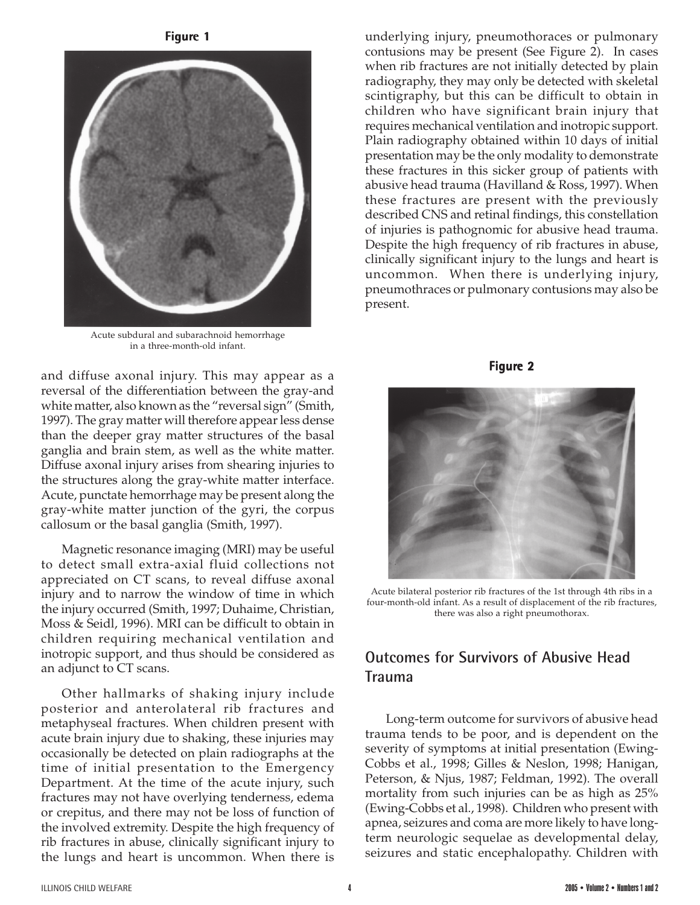**Figure 1**

Acute subdural and subarachnoid hemorrhage in a three-month-old infant.

and diffuse axonal injury. This may appear as a reversal of the differentiation between the gray-and white matter, also known as the "reversal sign" (Smith, 1997). The gray matter will therefore appear less dense than the deeper gray matter structures of the basal ganglia and brain stem, as well as the white matter. Diffuse axonal injury arises from shearing injuries to the structures along the gray-white matter interface. Acute, punctate hemorrhage may be present along the gray-white matter junction of the gyri, the corpus callosum or the basal ganglia (Smith, 1997).

Magnetic resonance imaging (MRI) may be useful to detect small extra-axial fluid collections not appreciated on CT scans, to reveal diffuse axonal injury and to narrow the window of time in which the injury occurred (Smith, 1997; Duhaime, Christian, Moss & Seidl, 1996). MRI can be difficult to obtain in children requiring mechanical ventilation and inotropic support, and thus should be considered as an adjunct to CT scans.

Other hallmarks of shaking injury include posterior and anterolateral rib fractures and metaphyseal fractures. When children present with acute brain injury due to shaking, these injuries may occasionally be detected on plain radiographs at the time of initial presentation to the Emergency Department. At the time of the acute injury, such fractures may not have overlying tenderness, edema or crepitus, and there may not be loss of function of the involved extremity. Despite the high frequency of rib fractures in abuse, clinically significant injury to the lungs and heart is uncommon. When there is underlying injury, pneumothoraces or pulmonary contusions may be present (See Figure 2). In cases when rib fractures are not initially detected by plain radiography, they may only be detected with skeletal scintigraphy, but this can be difficult to obtain in children who have significant brain injury that requires mechanical ventilation and inotropic support. Plain radiography obtained within 10 days of initial presentation may be the only modality to demonstrate these fractures in this sicker group of patients with abusive head trauma (Havilland & Ross, 1997). When these fractures are present with the previously described CNS and retinal findings, this constellation of injuries is pathognomic for abusive head trauma. Despite the high frequency of rib fractures in abuse, clinically significant injury to the lungs and heart is uncommon. When there is underlying injury, pneumothraces or pulmonary contusions may also be present.

**Figure 2**

Acute bilateral posterior rib fractures of the 1st through 4th ribs in a four-month-old infant. As a result of displacement of the rib fractures, there was also a right pneumothorax.

## Outcomes for Survivors of Abusive Head Trauma

Long-term outcome for survivors of abusive head trauma tends to be poor, and is dependent on the severity of symptoms at initial presentation (Ewing-Cobbs et al., 1998; Gilles & Neslon, 1998; Hanigan, Peterson, & Njus, 1987; Feldman, 1992). The overall mortality from such injuries can be as high as 25% (Ewing-Cobbs et al., 1998). Children who present with apnea, seizures and coma are more likely to have long-term neurologic sequelae as developmental delay, seizures and static encephalopathy. Children with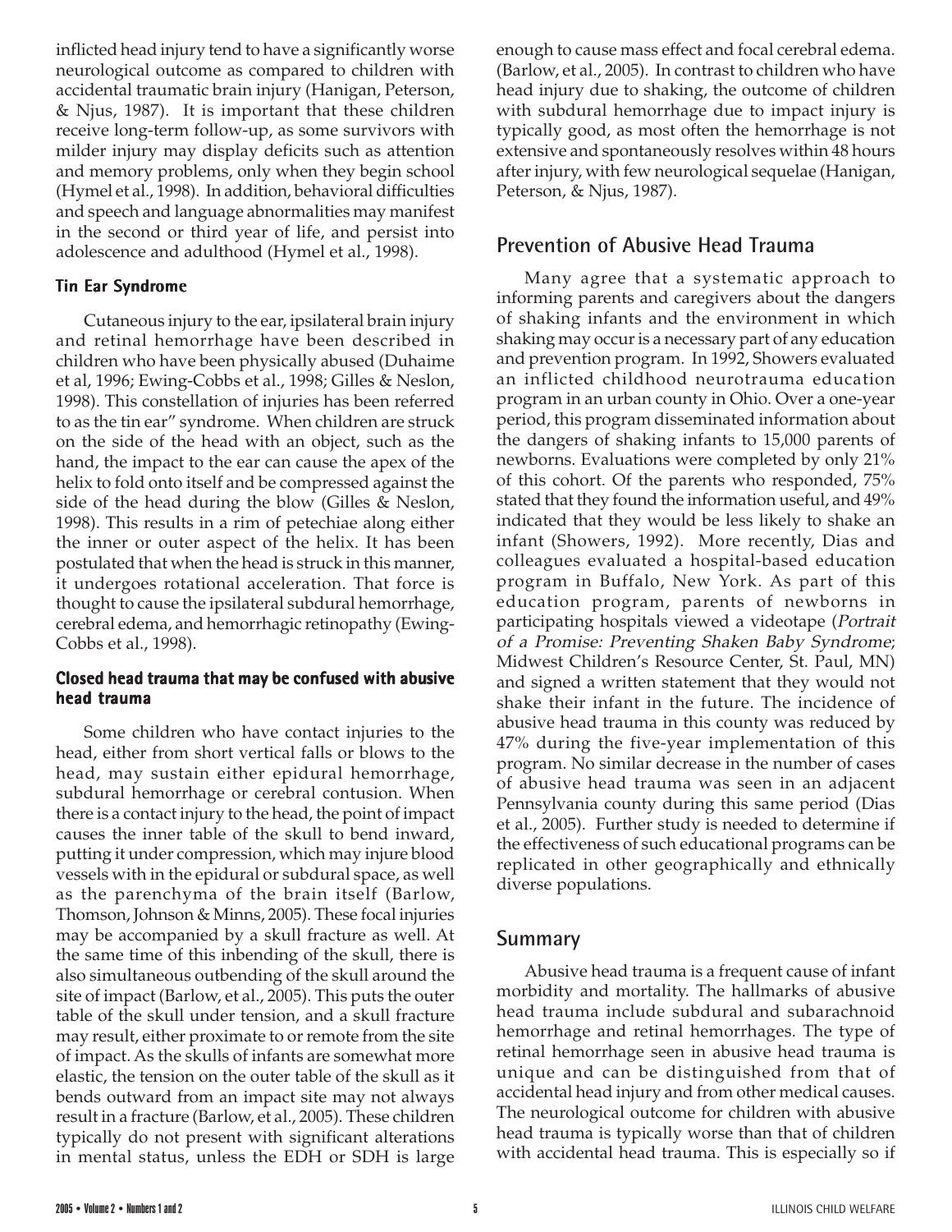inflicted head injury tend to have a significantly worse neurological outcome as compared to children with accidental traumatic brain injury (Hanigan, Peterson, & Njus, 1987). It is important that these children receive long-term follow-up, as some survivors with milder injury may display deficits such as attention and memory problems, only when they begin school (Hymel et al., 1998). In addition, behavioral difficulties and speech and language abnormalities may manifest in the second or third year of life, and persist into adolescence and adulthood (Hymel et al., 1998).

### Tin Ear Syndrome

Cutaneous injury to the ear, ipsilateral brain injury and retinal hemorrhage have been described in children who have been physically abused (Duhaime et al, 1996; Ewing-Cobbs et al., 1998; Gilles & Neslon, 1998). This constellation of injuries has been referred to as the tin ear" syndrome. When children are struck on the side of the head with an object, such as the hand, the impact to the ear can cause the apex of the helix to fold onto itself and be compressed against the side of the head during the blow (Gilles & Neslon, 1998). This results in a rim of petechiae along either the inner or outer aspect of the helix. It has been postulated that when the head is struck in this manner, it undergoes rotational acceleration. That force is thought to cause the ipsilateral subdural hemorrhage, cerebral edema, and hemorrhagic retinopathy (Ewing-Cobbs et al., 1998).

### Closed head trauma that may be confused with abusive head trauma

Some children who have contact injuries to the head, either from short vertical falls or blows to the head, may sustain either epidural hemorrhage, subdural hemorrhage or cerebral contusion. When there is a contact injury to the head, the point of impact causes the inner table of the skull to bend inward, putting it under compression, which may injure blood vessels with in the epidural or subdural space, as well as the parenchyma of the brain itself (Barlow, Thomson, Johnson & Minns, 2005). These focal injuries may be accompanied by a skull fracture as well. At the same time of this inbending of the skull, there is also simultaneous outbending of the skull around the site of impact (Barlow, et al., 2005). This puts the outer table of the skull under tension, and a skull fracture may result, either proximate to or remote from the site of impact. As the skulls of infants are somewhat more elastic, the tension on the outer table of the skull as it bends outward from an impact site may not always result in a fracture (Barlow, et al., 2005). These children typically do not present with significant alterations in mental status, unless the EDH or SDH is large enough to cause mass effect and focal cerebral edema. (Barlow, et al., 2005). In contrast to children who have head injury due to shaking, the outcome of children with subdural hemorrhage due to impact injury is typically good, as most often the hemorrhage is not extensive and spontaneously resolves within 48 hours after injury, with few neurological sequelae (Hanigan, Peterson, & Njus, 1987).

## Prevention of Abusive Head Trauma

Many agree that a systematic approach to informing parents and caregivers about the dangers of shaking infants and the environment in which shaking may occur is a necessary part of any education and prevention program. In 1992, Showers evaluated an inflicted childhood neurotrauma education program in an urban county in Ohio. Over a one-year period, this program disseminated information about the dangers of shaking infants to 15,000 parents of newborns. Evaluations were completed by only 21% of this cohort. Of the parents who responded, 75% stated that they found the information useful, and 49% indicated that they would be less likely to shake an infant (Showers, 1992). More recently, Dias and colleagues evaluated a hospital-based education program in Buffalo, New York. As part of this education program, parents of newborns in participating hospitals viewed a videotape (*Portrait of a Promise: Preventing Shaken Baby Syndrome*; Midwest Children's Resource Center, St. Paul, MN) and signed a written statement that they would not shake their infant in the future. The incidence of abusive head trauma in this county was reduced by 47% during the five-year implementation of this program. No similar decrease in the number of cases of abusive head trauma was seen in an adjacent Pennsylvania county during this same period (Dias et al., 2005). Further study is needed to determine if the effectiveness of such educational programs can be replicated in other geographically and ethnically diverse populations.

## Summary

Abusive head trauma is a frequent cause of infant morbidity and mortality. The hallmarks of abusive head trauma include subdural and subarachnoid hemorrhage and retinal hemorrhages. The type of retinal hemorrhage seen in abusive head trauma is unique and can be distinguished from that of accidental head injury and from other medical causes. The neurological outcome for children with abusive head trauma is typically worse than that of children with accidental head trauma. This is especially so if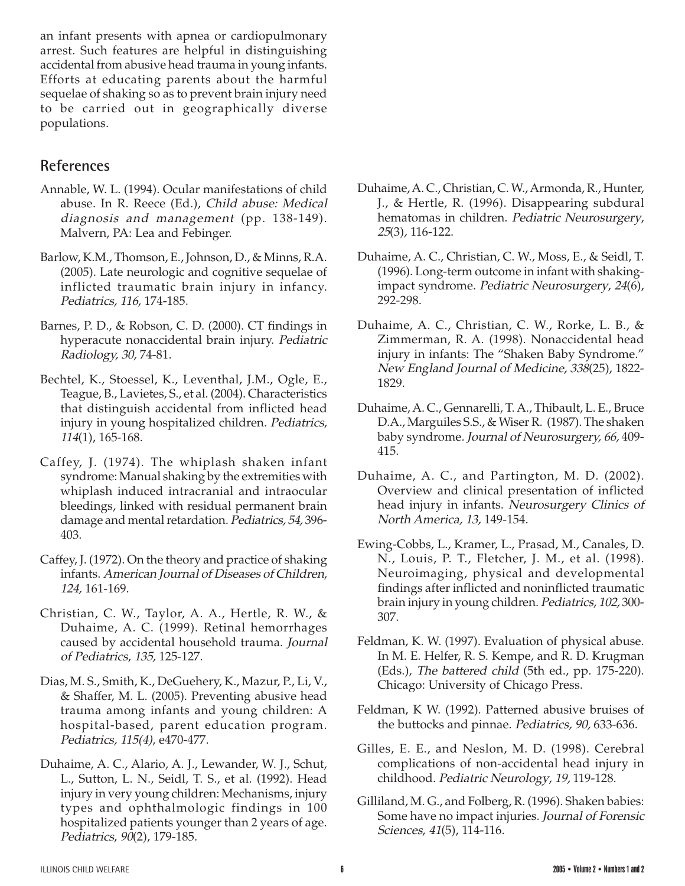an infant presents with apnea or cardiopulmonary arrest. Such features are helpful in distinguishing accidental from abusive head trauma in young infants. Efforts at educating parents about the harmful sequelae of shaking so as to prevent brain injury need to be carried out in geographically diverse populations.

## References

Annable, W. L. (1994). Ocular manifestations of child abuse. In R. Reece (Ed.), *Child abuse: Medical diagnosis and management* (pp. 138-149). Malvern, PA: Lea and Febinger.

Barlow, K.M., Thomson, E., Johnson, D., & Minns, R.A. (2005). Late neurologic and cognitive sequelae of inflicted traumatic brain injury in infancy. *Pediatrics, 116*, 174-185.

Barnes, P. D., & Robson, C. D. (2000). CT findings in hyperacute nonaccidental brain injury. *Pediatric Radiology, 30,* 74-81.

Bechtel, K., Stoessel, K., Leventhal, J.M., Ogle, E., Teague, B., Lavietes, S., et al. (2004). Characteristics that distinguish accidental from inflicted head injury in young hospitalized children. *Pediatrics, 114*(1), 165-168.

Caffey, J. (1974). The whiplash shaken infant syndrome: Manual shaking by the extremities with whiplash induced intracranial and intraocular bleedings, linked with residual permanent brain damage and mental retardation. *Pediatrics, 54,* 396-403.

Caffey, J. (1972). On the theory and practice of shaking infants. *American Journal of Diseases of Children, 124,* 161-169.

Christian, C. W., Taylor, A. A., Hertle, R. W., & Duhaime, A. C. (1999). Retinal hemorrhages caused by accidental household trauma. *Journal of Pediatrics, 135,* 125-127.

Dias, M. S., Smith, K., DeGuehery, K., Mazur, P., Li, V., & Shaffer, M. L. (2005). Preventing abusive head trauma among infants and young children: A hospital-based, parent education program. *Pediatrics, 115(4)*, e470-477.

Duhaime, A. C., Alario, A. J., Lewander, W. J., Schut, L., Sutton, L. N., Seidl, T. S., et al. (1992). Head injury in very young children: Mechanisms, injury types and ophthalmologic findings in 100 hospitalized patients younger than 2 years of age. *Pediatrics, 90*(2), 179-185.

Duhaime, A. C., Christian, C. W., Armonda, R., Hunter, J., & Hertle, R. (1996). Disappearing subdural hematomas in children. *Pediatric Neurosurgery, 25*(3), 116-122.

Duhaime, A. C., Christian, C. W., Moss, E., & Seidl, T. (1996). Long-term outcome in infant with shaking-impact syndrome. *Pediatric Neurosurgery, 24*(6), 292-298.

Duhaime, A. C., Christian, C. W., Rorke, L. B., & Zimmerman, R. A. (1998). Nonaccidental head injury in infants: The "Shaken Baby Syndrome." *New England Journal of Medicine, 338*(25), 1822-1829.

Duhaime, A. C., Gennarelli, T. A., Thibault, L. E., Bruce D.A., Marguiles S.S., & Wiser R. (1987). The shaken baby syndrome. *Journal of Neurosurgery, 66,* 409-415.

Duhaime, A. C., and Partington, M. D. (2002). Overview and clinical presentation of inflicted head injury in infants. *Neurosurgery Clinics of North America, 13,* 149-154.

Ewing-Cobbs, L., Kramer, L., Prasad, M., Canales, D. N., Louis, P. T., Fletcher, J. M., et al. (1998). Neuroimaging, physical and developmental findings after inflicted and noninflicted traumatic brain injury in young children. *Pediatrics, 102,* 300-307.

Feldman, K. W. (1997). Evaluation of physical abuse. In M. E. Helfer, R. S. Kempe, and R. D. Krugman (Eds.), *The battered child* (5th ed., pp. 175-220). Chicago: University of Chicago Press.

Feldman, K W. (1992). Patterned abusive bruises of the buttocks and pinnae. *Pediatrics, 90,* 633-636.

Gilles, E. E., and Neslon, M. D. (1998). Cerebral complications of non-accidental head injury in childhood. *Pediatric Neurology, 19,* 119-128.

Gilliland, M. G., and Folberg, R. (1996). Shaken babies: Some have no impact injuries. *Journal of Forensic Sciences, 41*(5), 114-116.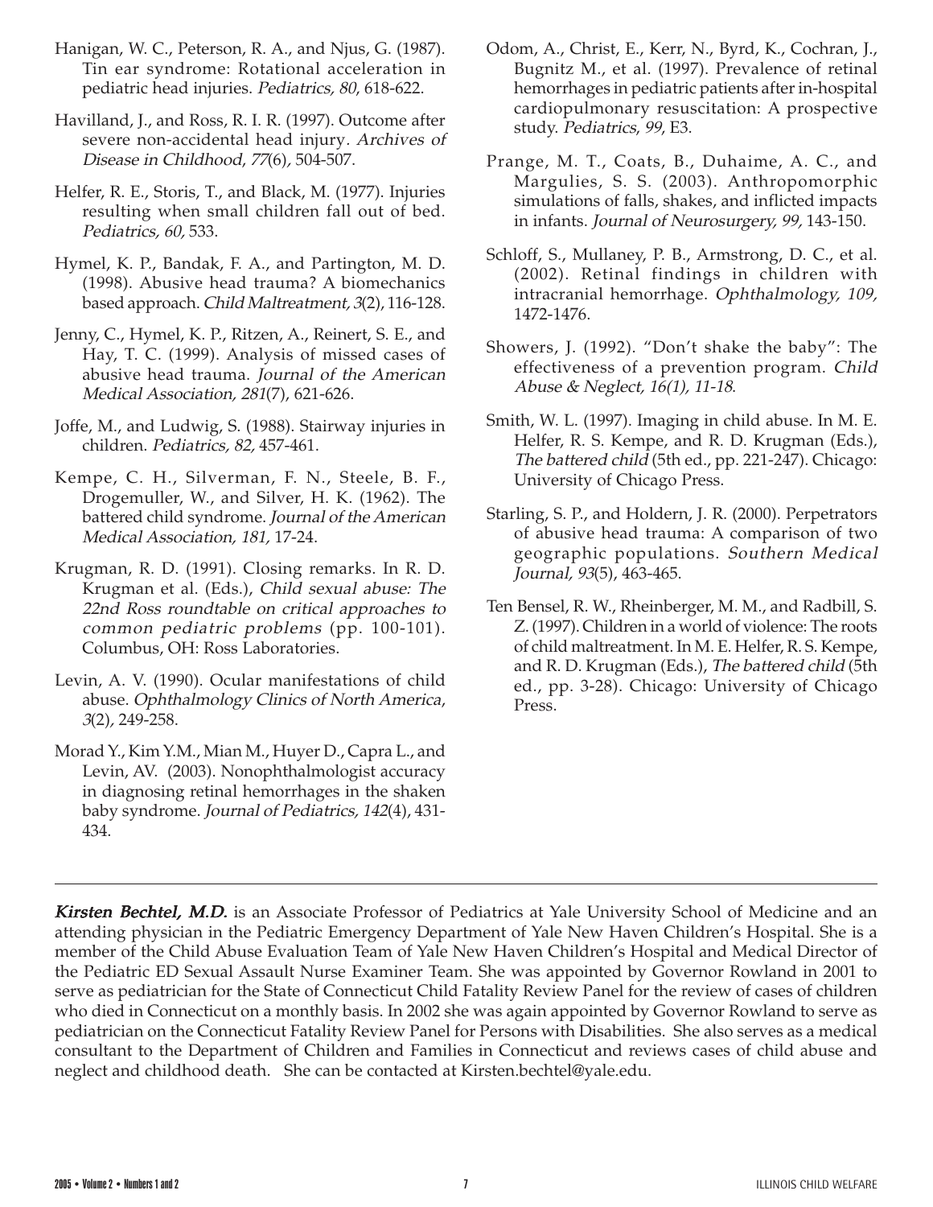Hanigan, W. C., Peterson, R. A., and Njus, G. (1987). Tin ear syndrome: Rotational acceleration in pediatric head injuries. *Pediatrics, 80*, 618-622.

Havilland, J., and Ross, R. I. R. (1997). Outcome after severe non-accidental head injury. *Archives of Disease in Childhood, 77*(6), 504-507.

Helfer, R. E., Storis, T., and Black, M. (1977). Injuries resulting when small children fall out of bed. *Pediatrics, 60*, 533.

Hymel, K. P., Bandak, F. A., and Partington, M. D. (1998). Abusive head trauma? A biomechanics based approach. *Child Maltreatment, 3*(2), 116-128.

Jenny, C., Hymel, K. P., Ritzen, A., Reinert, S. E., and Hay, T. C. (1999). Analysis of missed cases of abusive head trauma. *Journal of the American Medical Association, 281*(7), 621-626.

Joffe, M., and Ludwig, S. (1988). Stairway injuries in children. *Pediatrics, 82*, 457-461.

Kempe, C. H., Silverman, F. N., Steele, B. F., Drogemuller, W., and Silver, H. K. (1962). The battered child syndrome. *Journal of the American Medical Association, 181*, 17-24.

Krugman, R. D. (1991). Closing remarks. In R. D. Krugman et al. (Eds.), *Child sexual abuse: The 22nd Ross roundtable on critical approaches to common pediatric problems* (pp. 100-101). Columbus, OH: Ross Laboratories.

Levin, A. V. (1990). Ocular manifestations of child abuse. *Ophthalmology Clinics of North America, 3*(2), 249-258.

Morad Y., Kim Y.M., Mian M., Huyer D., Capra L., and Levin, AV. (2003). Nonophthalmologist accuracy in diagnosing retinal hemorrhages in the shaken baby syndrome. *Journal of Pediatrics, 142*(4), 431-434.

Odom, A., Christ, E., Kerr, N., Byrd, K., Cochran, J., Bugnitz M., et al. (1997). Prevalence of retinal hemorrhages in pediatric patients after in-hospital cardiopulmonary resuscitation: A prospective study. *Pediatrics, 99*, E3.

Prange, M. T., Coats, B., Duhaime, A. C., and Margulies, S. S. (2003). Anthropomorphic simulations of falls, shakes, and inflicted impacts in infants. *Journal of Neurosurgery, 99*, 143-150.

Schloff, S., Mullaney, P. B., Armstrong, D. C., et al. (2002). Retinal findings in children with intracranial hemorrhage. *Ophthalmology, 109*, 1472-1476.

Showers, J. (1992). "Don't shake the baby": The effectiveness of a prevention program. *Child Abuse & Neglect, 16(1), 11-18*.

Smith, W. L. (1997). Imaging in child abuse. In M. E. Helfer, R. S. Kempe, and R. D. Krugman (Eds.), *The battered child* (5th ed., pp. 221-247). Chicago: University of Chicago Press.

Starling, S. P., and Holdern, J. R. (2000). Perpetrators of abusive head trauma: A comparison of two geographic populations. *Southern Medical Journal, 93*(5), 463-465.

Ten Bensel, R. W., Rheinberger, M. M., and Radbill, S. Z. (1997). Children in a world of violence: The roots of child maltreatment. In M. E. Helfer, R. S. Kempe, and R. D. Krugman (Eds.), *The battered child* (5th ed., pp. 3-28). Chicago: University of Chicago Press.

---

***Kirsten Bechtel, M.D.*** is an Associate Professor of Pediatrics at Yale University School of Medicine and an attending physician in the Pediatric Emergency Department of Yale New Haven Children's Hospital. She is a member of the Child Abuse Evaluation Team of Yale New Haven Children's Hospital and Medical Director of the Pediatric ED Sexual Assault Nurse Examiner Team. She was appointed by Governor Rowland in 2001 to serve as pediatrician for the State of Connecticut Child Fatality Review Panel for the review of cases of children who died in Connecticut on a monthly basis. In 2002 she was again appointed by Governor Rowland to serve as pediatrician on the Connecticut Fatality Review Panel for Persons with Disabilities. She also serves as a medical consultant to the Department of Children and Families in Connecticut and reviews cases of child abuse and neglect and childhood death. She can be contacted at Kirsten.bechtel@yale.edu.